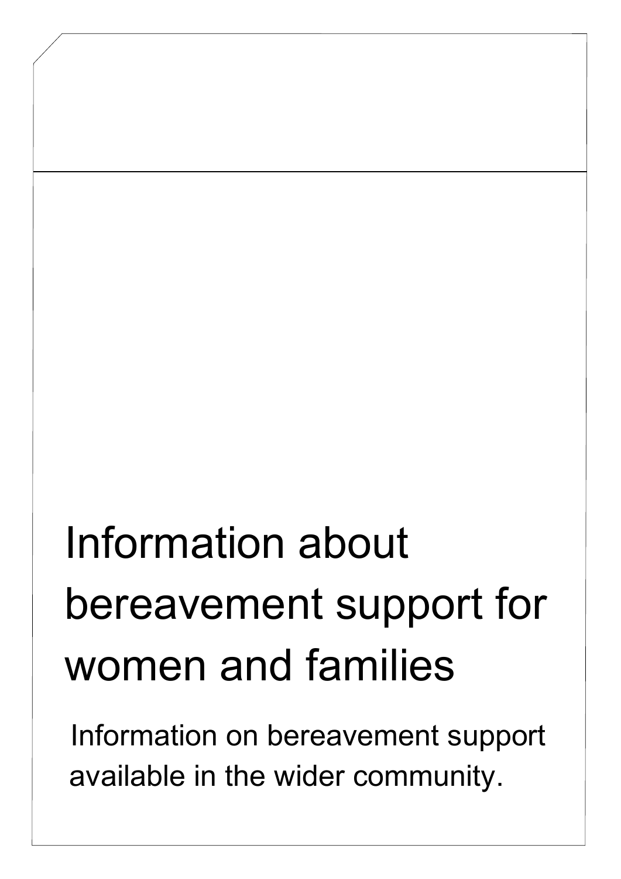# Information about bereavement support for women and families

Information on bereavement support available in the wider community.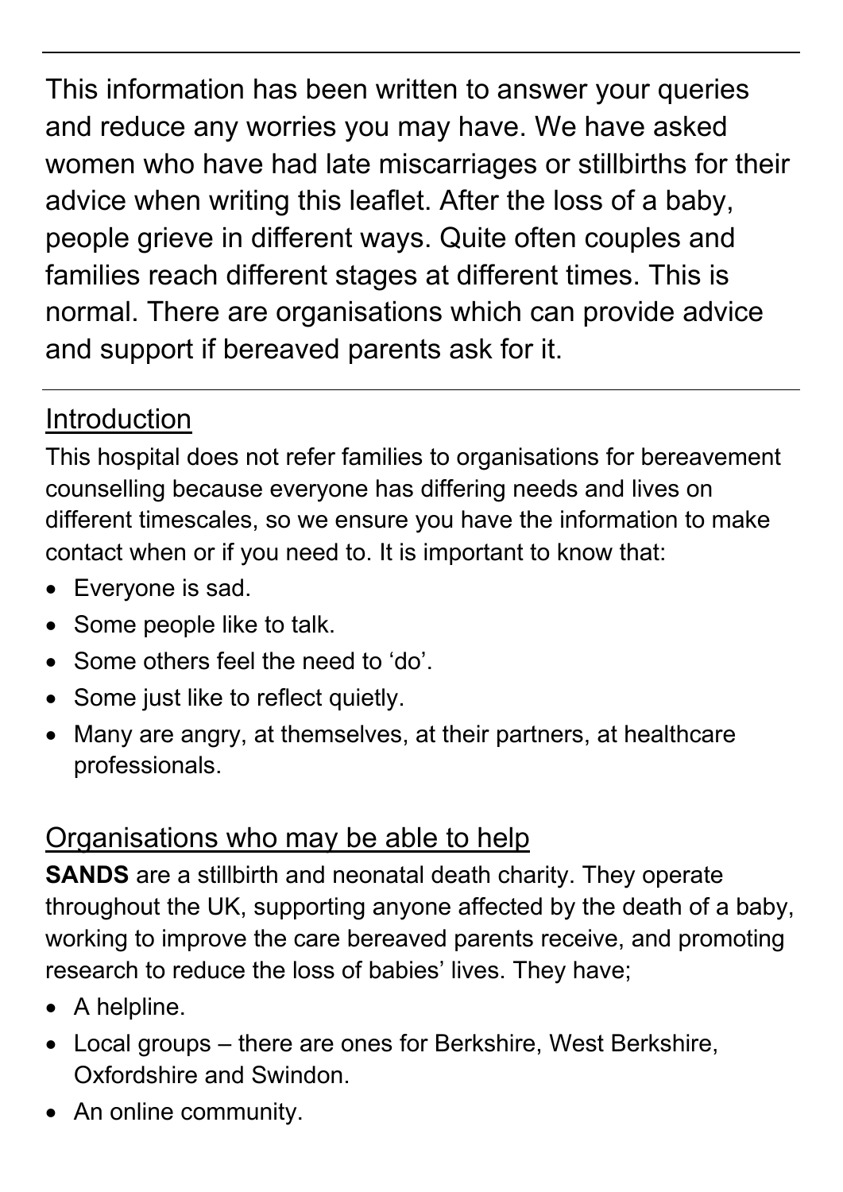This information has been written to answer your queries and reduce any worries you may have. We have asked women who have had late miscarriages or stillbirths for their advice when writing this leaflet. After the loss of a baby, people grieve in different ways. Quite often couples and families reach different stages at different times. This is normal. There are organisations which can provide advice and support if bereaved parents ask for it.

---

## Introduction

This hospital does not refer families to organisations for bereavement counselling because everyone has differing needs and lives on different timescales, so we ensure you have the information to make contact when or if you need to. It is important to know that:

- Everyone is sad.
- Some people like to talk.
- Some others feel the need to 'do'.
- Some just like to reflect quietly.
- Many are angry, at themselves, at their partners, at healthcare professionals.

## Organisations who may be able to help

**SANDS** are a stillbirth and neonatal death charity. They operate throughout the UK, supporting anyone affected by the death of a baby, working to improve the care bereaved parents receive, and promoting research to reduce the loss of babies' lives. They have;

- A helpline.
- Local groups – there are ones for Berkshire, West Berkshire, Oxfordshire and Swindon.
- An online community.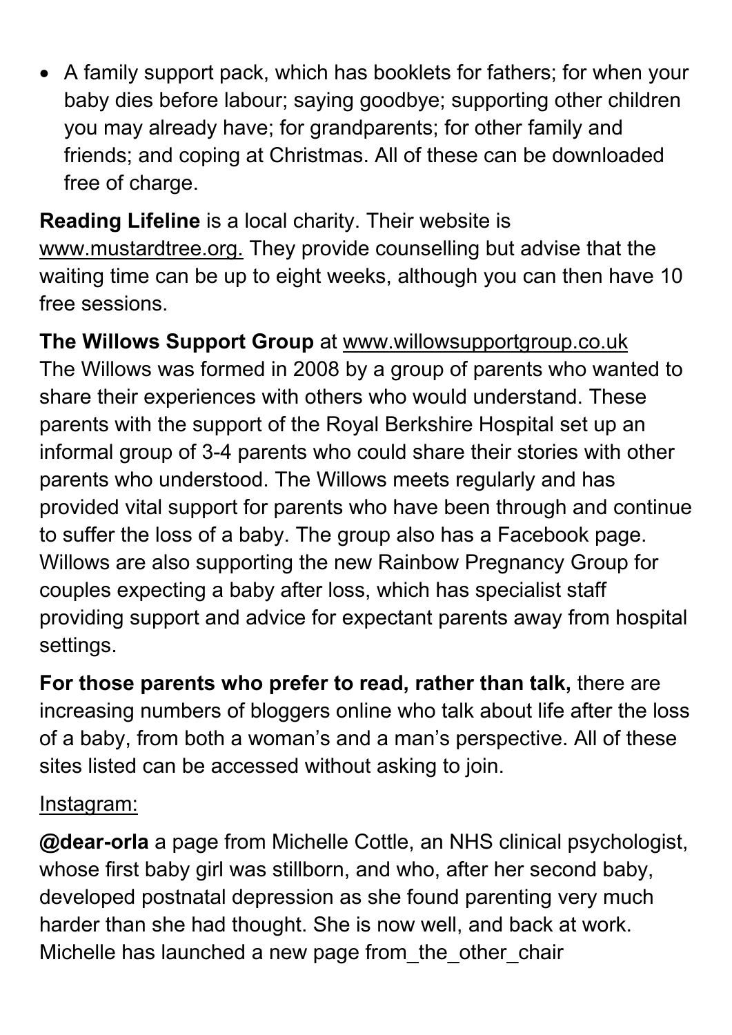- A family support pack, which has booklets for fathers; for when your baby dies before labour; saying goodbye; supporting other children you may already have; for grandparents; for other family and friends; and coping at Christmas. All of these can be downloaded free of charge.

**Reading Lifeline** is a local charity. Their website is www.mustardtree.org. They provide counselling but advise that the waiting time can be up to eight weeks, although you can then have 10 free sessions.

**The Willows Support Group** at www.willowsupportgroup.co.uk The Willows was formed in 2008 by a group of parents who wanted to share their experiences with others who would understand. These parents with the support of the Royal Berkshire Hospital set up an informal group of 3-4 parents who could share their stories with other parents who understood. The Willows meets regularly and has provided vital support for parents who have been through and continue to suffer the loss of a baby. The group also has a Facebook page. Willows are also supporting the new Rainbow Pregnancy Group for couples expecting a baby after loss, which has specialist staff providing support and advice for expectant parents away from hospital settings.

**For those parents who prefer to read, rather than talk,** there are increasing numbers of bloggers online who talk about life after the loss of a baby, from both a woman's and a man's perspective. All of these sites listed can be accessed without asking to join.

Instagram:

**@dear-orla** a page from Michelle Cottle, an NHS clinical psychologist, whose first baby girl was stillborn, and who, after her second baby, developed postnatal depression as she found parenting very much harder than she had thought. She is now well, and back at work. Michelle has launched a new page from_the_other_chair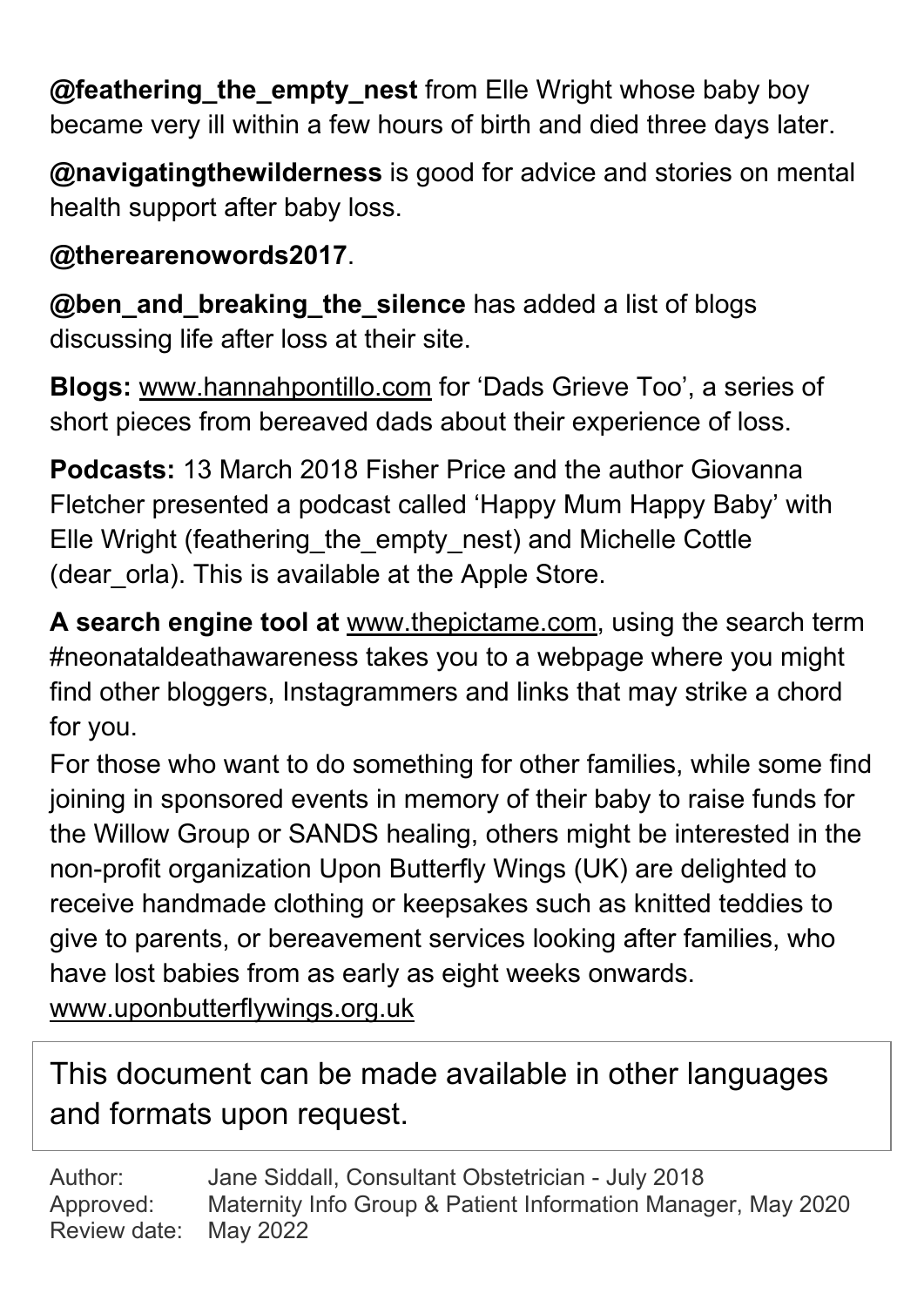**@feathering_the_empty_nest** from Elle Wright whose baby boy became very ill within a few hours of birth and died three days later.

**@navigatingthewilderness** is good for advice and stories on mental health support after baby loss.

**@therearenowords2017**.

**@ben_and_breaking_the_silence** has added a list of blogs discussing life after loss at their site.

**Blogs:** www.hannahpontillo.com for 'Dads Grieve Too', a series of short pieces from bereaved dads about their experience of loss.

**Podcasts:** 13 March 2018 Fisher Price and the author Giovanna Fletcher presented a podcast called 'Happy Mum Happy Baby' with Elle Wright (feathering_the_empty_nest) and Michelle Cottle (dear_orla). This is available at the Apple Store.

**A search engine tool at** www.thepictame.com, using the search term #neonataldeathawareness takes you to a webpage where you might find other bloggers, Instagrammers and links that may strike a chord for you.

For those who want to do something for other families, while some find joining in sponsored events in memory of their baby to raise funds for the Willow Group or SANDS healing, others might be interested in the non-profit organization Upon Butterfly Wings (UK) are delighted to receive handmade clothing or keepsakes such as knitted teddies to give to parents, or bereavement services looking after families, who have lost babies from as early as eight weeks onwards. www.uponbutterflywings.org.uk

This document can be made available in other languages and formats upon request.

| | |
|---|---|
| Author: | Jane Siddall, Consultant Obstetrician - July 2018 |
| Approved: | Maternity Info Group & Patient Information Manager, May 2020 |
| Review date: | May 2022 |